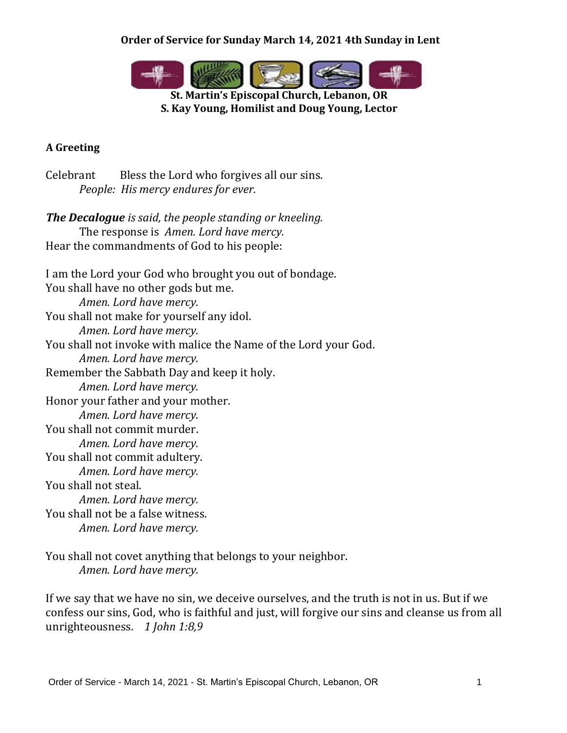**Order of Service for Sunday March 14, 2021 4th Sunday in Lent**

**St. Martin's Episcopal Church, Lebanon, OR**
**S. Kay Young, Homilist and Doug Young, Lector**

**A Greeting**

Celebrant Bless the Lord who forgives all our sins.
*People: His mercy endures for ever.*

***The Decalogue** is said, the people standing or kneeling.*
The response is *Amen. Lord have mercy.*
Hear the commandments of God to his people:

I am the Lord your God who brought you out of bondage.
You shall have no other gods but me.
*Amen. Lord have mercy.*
You shall not make for yourself any idol.
*Amen. Lord have mercy.*
You shall not invoke with malice the Name of the Lord your God.
*Amen. Lord have mercy.*
Remember the Sabbath Day and keep it holy.
*Amen. Lord have mercy.*
Honor your father and your mother.
*Amen. Lord have mercy.*
You shall not commit murder.
*Amen. Lord have mercy.*
You shall not commit adultery.
*Amen. Lord have mercy.*
You shall not steal.
*Amen. Lord have mercy.*
You shall not be a false witness.
*Amen. Lord have mercy.*

You shall not covet anything that belongs to your neighbor.
*Amen. Lord have mercy.*

If we say that we have no sin, we deceive ourselves, and the truth is not in us. But if we confess our sins, God, who is faithful and just, will forgive our sins and cleanse us from all unrighteousness. *1 John 1:8,9*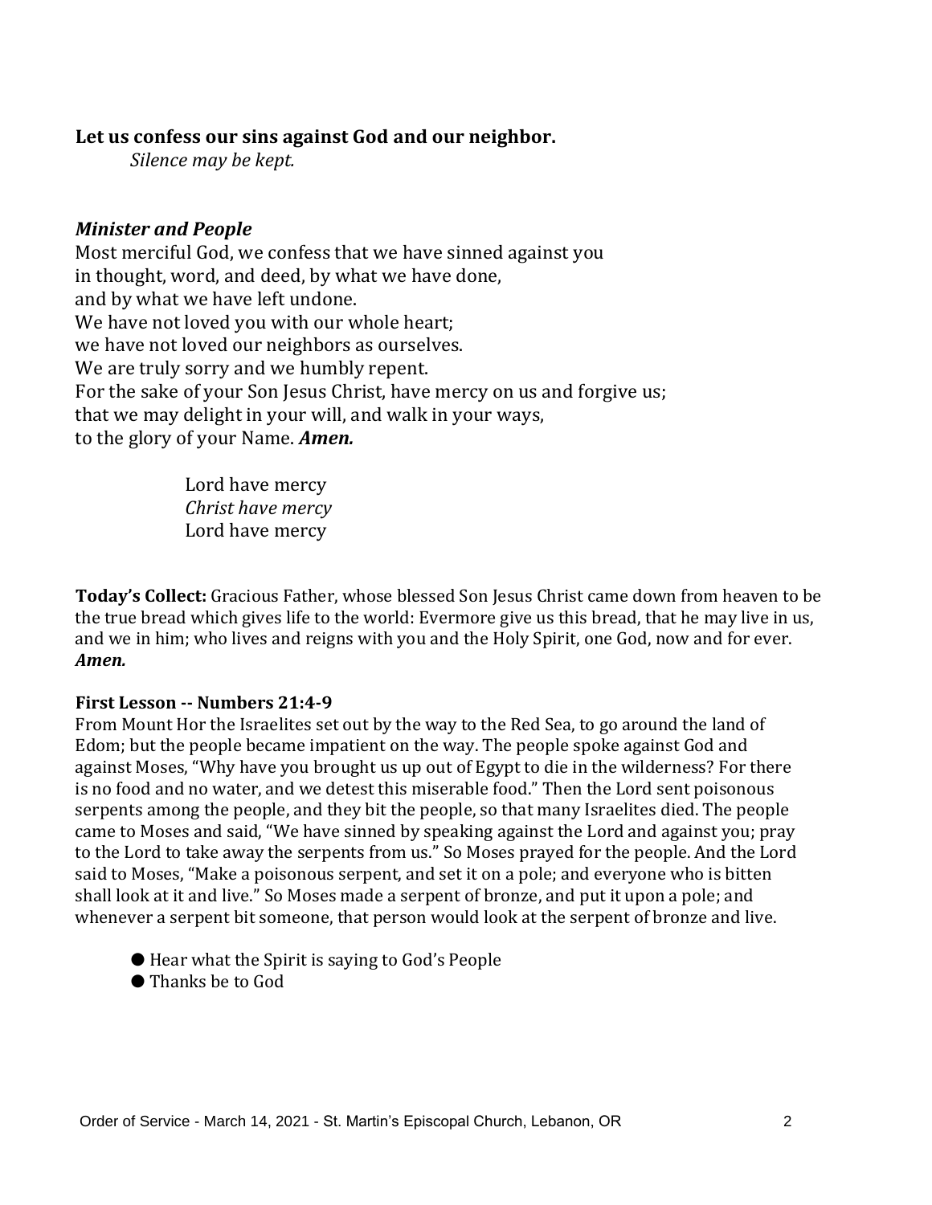**Let us confess our sins against God and our neighbor.**

*Silence may be kept.*

***Minister and People***

Most merciful God, we confess that we have sinned against you
in thought, word, and deed, by what we have done,
and by what we have left undone.
We have not loved you with our whole heart;
we have not loved our neighbors as ourselves.
We are truly sorry and we humbly repent.
For the sake of your Son Jesus Christ, have mercy on us and forgive us;
that we may delight in your will, and walk in your ways,
to the glory of your Name. ***Amen.***

Lord have mercy
*Christ have mercy*
Lord have mercy

**Today's Collect:** Gracious Father, whose blessed Son Jesus Christ came down from heaven to be the true bread which gives life to the world: Evermore give us this bread, that he may live in us, and we in him; who lives and reigns with you and the Holy Spirit, one God, now and for ever. ***Amen.***

**First Lesson -- Numbers 21:4-9**

From Mount Hor the Israelites set out by the way to the Red Sea, to go around the land of Edom; but the people became impatient on the way. The people spoke against God and against Moses, "Why have you brought us up out of Egypt to die in the wilderness? For there is no food and no water, and we detest this miserable food." Then the Lord sent poisonous serpents among the people, and they bit the people, so that many Israelites died. The people came to Moses and said, "We have sinned by speaking against the Lord and against you; pray to the Lord to take away the serpents from us." So Moses prayed for the people. And the Lord said to Moses, "Make a poisonous serpent, and set it on a pole; and everyone who is bitten shall look at it and live." So Moses made a serpent of bronze, and put it upon a pole; and whenever a serpent bit someone, that person would look at the serpent of bronze and live.

- Hear what the Spirit is saying to God's People
- Thanks be to God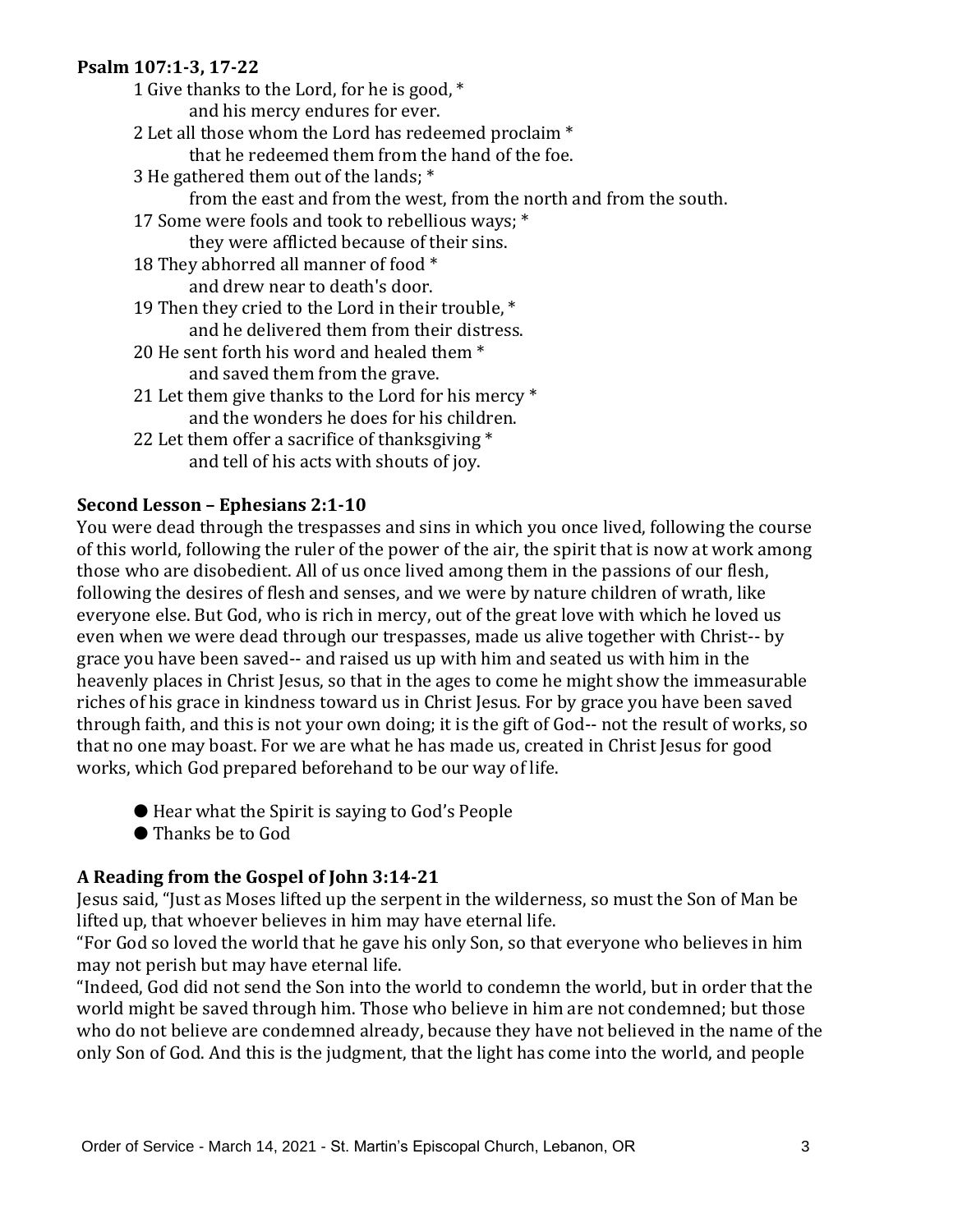**Psalm 107:1-3, 17-22**

1 Give thanks to the Lord, for he is good, *
    and his mercy endures for ever.
2 Let all those whom the Lord has redeemed proclaim *
    that he redeemed them from the hand of the foe.
3 He gathered them out of the lands; *
    from the east and from the west, from the north and from the south.
17 Some were fools and took to rebellious ways; *
    they were afflicted because of their sins.
18 They abhorred all manner of food *
    and drew near to death's door.
19 Then they cried to the Lord in their trouble, *
    and he delivered them from their distress.
20 He sent forth his word and healed them *
    and saved them from the grave.
21 Let them give thanks to the Lord for his mercy *
    and the wonders he does for his children.
22 Let them offer a sacrifice of thanksgiving *
    and tell of his acts with shouts of joy.

**Second Lesson – Ephesians 2:1-10**

You were dead through the trespasses and sins in which you once lived, following the course of this world, following the ruler of the power of the air, the spirit that is now at work among those who are disobedient. All of us once lived among them in the passions of our flesh, following the desires of flesh and senses, and we were by nature children of wrath, like everyone else. But God, who is rich in mercy, out of the great love with which he loved us even when we were dead through our trespasses, made us alive together with Christ-- by grace you have been saved-- and raised us up with him and seated us with him in the heavenly places in Christ Jesus, so that in the ages to come he might show the immeasurable riches of his grace in kindness toward us in Christ Jesus. For by grace you have been saved through faith, and this is not your own doing; it is the gift of God-- not the result of works, so that no one may boast. For we are what he has made us, created in Christ Jesus for good works, which God prepared beforehand to be our way of life.

● Hear what the Spirit is saying to God's People
● Thanks be to God

**A Reading from the Gospel of John 3:14-21**

Jesus said, "Just as Moses lifted up the serpent in the wilderness, so must the Son of Man be lifted up, that whoever believes in him may have eternal life.
"For God so loved the world that he gave his only Son, so that everyone who believes in him may not perish but may have eternal life.
"Indeed, God did not send the Son into the world to condemn the world, but in order that the world might be saved through him. Those who believe in him are not condemned; but those who do not believe are condemned already, because they have not believed in the name of the only Son of God. And this is the judgment, that the light has come into the world, and people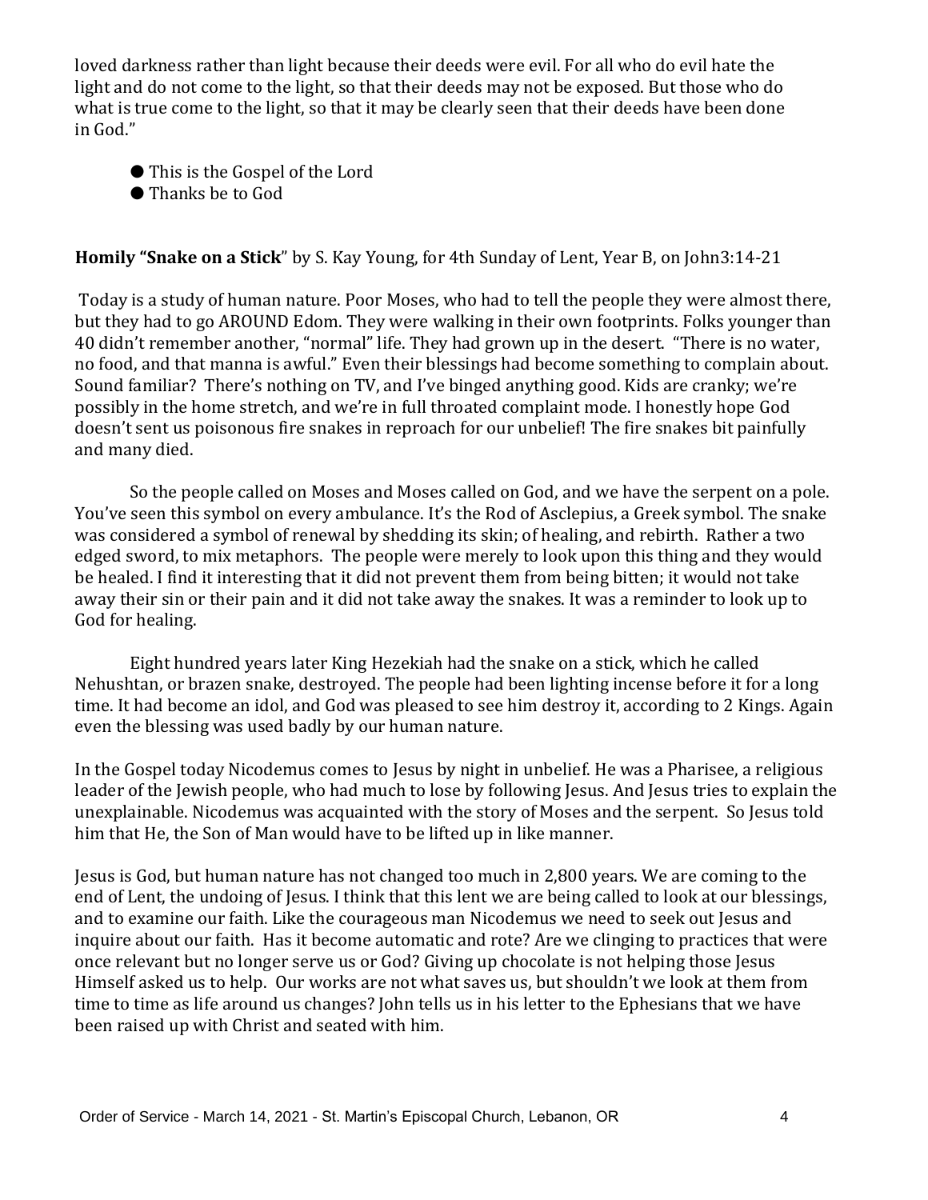loved darkness rather than light because their deeds were evil. For all who do evil hate the light and do not come to the light, so that their deeds may not be exposed. But those who do what is true come to the light, so that it may be clearly seen that their deeds have been done in God."

- This is the Gospel of the Lord
- Thanks be to God

**Homily "Snake on a Stick**" by S. Kay Young, for 4th Sunday of Lent, Year B, on John3:14-21

Today is a study of human nature. Poor Moses, who had to tell the people they were almost there, but they had to go AROUND Edom. They were walking in their own footprints. Folks younger than 40 didn't remember another, "normal" life. They had grown up in the desert. "There is no water, no food, and that manna is awful." Even their blessings had become something to complain about. Sound familiar? There's nothing on TV, and I've binged anything good. Kids are cranky; we're possibly in the home stretch, and we're in full throated complaint mode. I honestly hope God doesn't sent us poisonous fire snakes in reproach for our unbelief! The fire snakes bit painfully and many died.

So the people called on Moses and Moses called on God, and we have the serpent on a pole. You've seen this symbol on every ambulance. It's the Rod of Asclepius, a Greek symbol. The snake was considered a symbol of renewal by shedding its skin; of healing, and rebirth. Rather a two edged sword, to mix metaphors. The people were merely to look upon this thing and they would be healed. I find it interesting that it did not prevent them from being bitten; it would not take away their sin or their pain and it did not take away the snakes. It was a reminder to look up to God for healing.

Eight hundred years later King Hezekiah had the snake on a stick, which he called Nehushtan, or brazen snake, destroyed. The people had been lighting incense before it for a long time. It had become an idol, and God was pleased to see him destroy it, according to 2 Kings. Again even the blessing was used badly by our human nature.

In the Gospel today Nicodemus comes to Jesus by night in unbelief. He was a Pharisee, a religious leader of the Jewish people, who had much to lose by following Jesus. And Jesus tries to explain the unexplainable. Nicodemus was acquainted with the story of Moses and the serpent. So Jesus told him that He, the Son of Man would have to be lifted up in like manner.

Jesus is God, but human nature has not changed too much in 2,800 years. We are coming to the end of Lent, the undoing of Jesus. I think that this lent we are being called to look at our blessings, and to examine our faith. Like the courageous man Nicodemus we need to seek out Jesus and inquire about our faith. Has it become automatic and rote? Are we clinging to practices that were once relevant but no longer serve us or God? Giving up chocolate is not helping those Jesus Himself asked us to help. Our works are not what saves us, but shouldn't we look at them from time to time as life around us changes? John tells us in his letter to the Ephesians that we have been raised up with Christ and seated with him.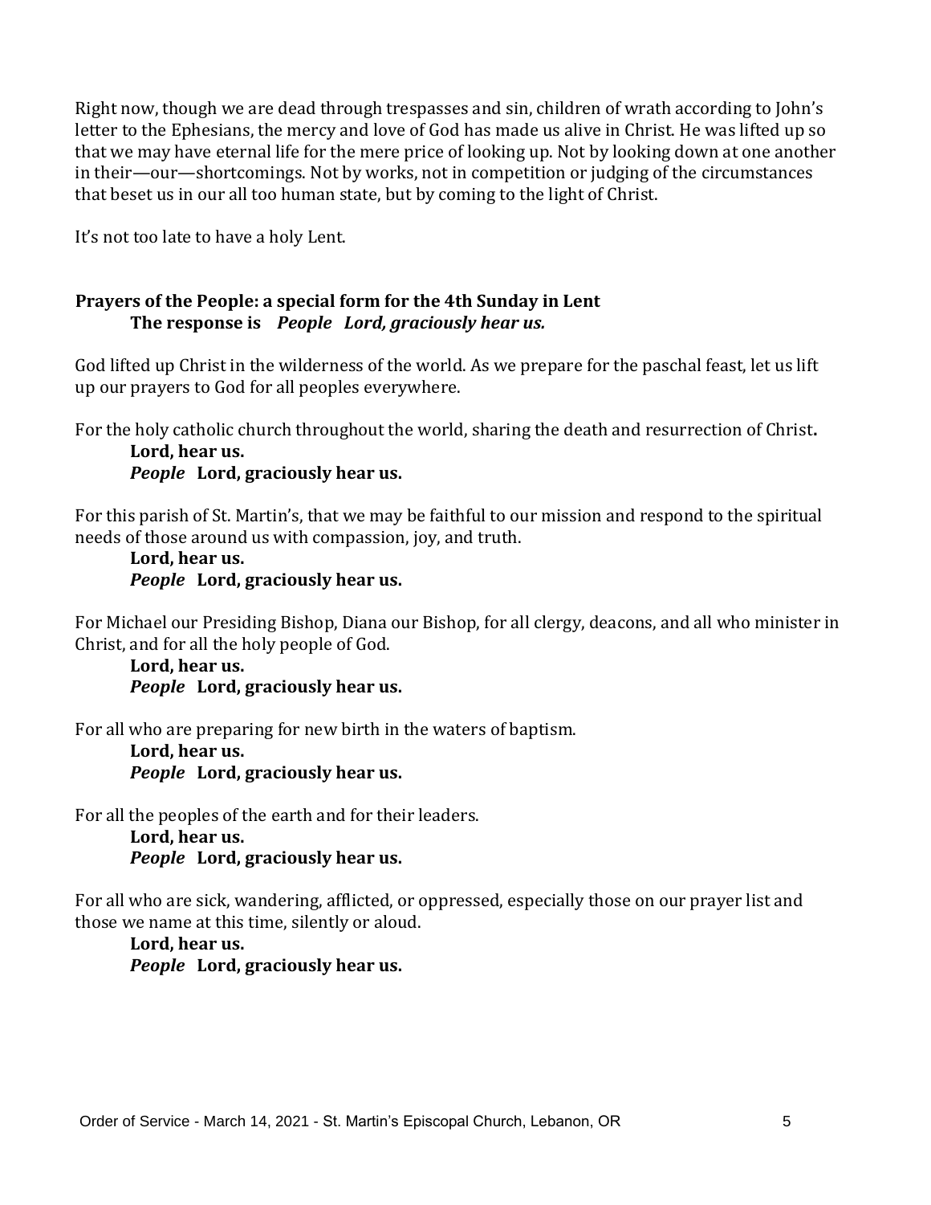Right now, though we are dead through trespasses and sin, children of wrath according to John's letter to the Ephesians, the mercy and love of God has made us alive in Christ. He was lifted up so that we may have eternal life for the mere price of looking up. Not by looking down at one another in their—our—shortcomings. Not by works, not in competition or judging of the circumstances that beset us in our all too human state, but by coming to the light of Christ.

It's not too late to have a holy Lent.

**Prayers of the People: a special form for the 4th Sunday in Lent**
**The response is** ***People Lord, graciously hear us.***

God lifted up Christ in the wilderness of the world. As we prepare for the paschal feast, let us lift up our prayers to God for all peoples everywhere.

For the holy catholic church throughout the world, sharing the death and resurrection of Christ**.**
**Lord, hear us.**
***People*** **Lord, graciously hear us.**

For this parish of St. Martin's, that we may be faithful to our mission and respond to the spiritual needs of those around us with compassion, joy, and truth.
**Lord, hear us.**
***People*** **Lord, graciously hear us.**

For Michael our Presiding Bishop, Diana our Bishop, for all clergy, deacons, and all who minister in Christ, and for all the holy people of God.
**Lord, hear us.**
***People*** **Lord, graciously hear us.**

For all who are preparing for new birth in the waters of baptism.
**Lord, hear us.**
***People*** **Lord, graciously hear us.**

For all the peoples of the earth and for their leaders.
**Lord, hear us.**
***People*** **Lord, graciously hear us.**

For all who are sick, wandering, afflicted, or oppressed, especially those on our prayer list and those we name at this time, silently or aloud.
**Lord, hear us.**
***People*** **Lord, graciously hear us.**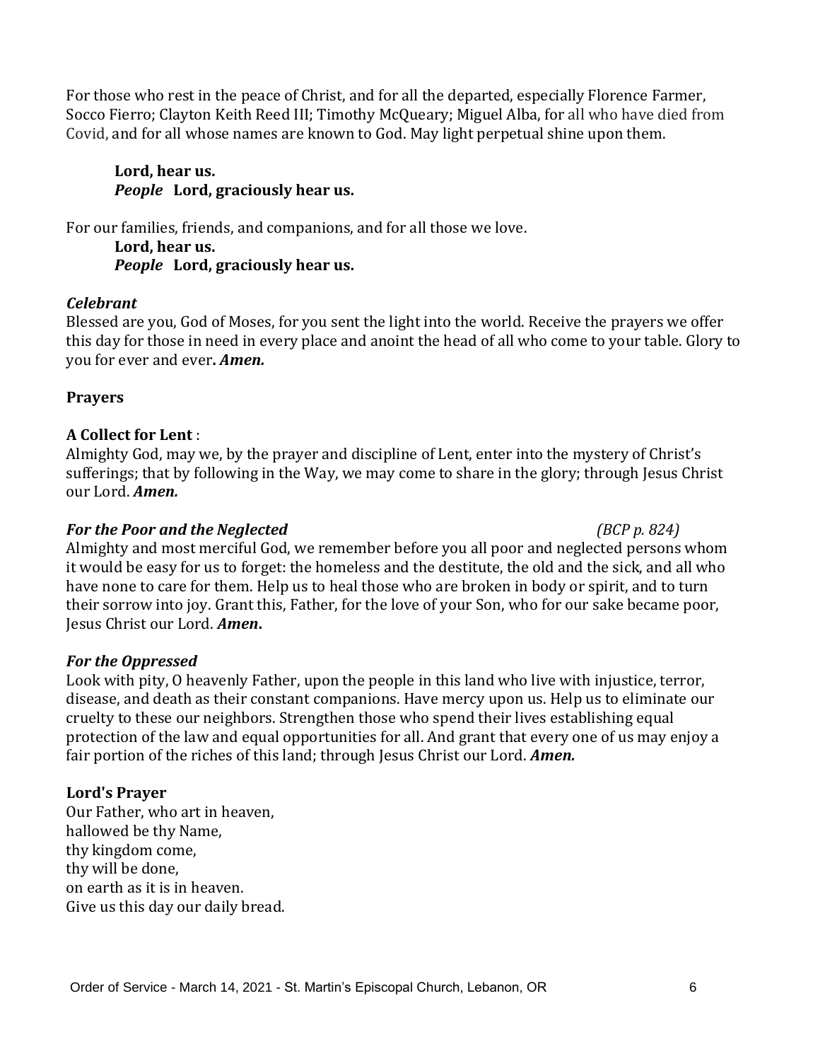For those who rest in the peace of Christ, and for all the departed, especially Florence Farmer, Socco Fierro; Clayton Keith Reed III; Timothy McQueary; Miguel Alba, for all who have died from Covid, and for all whose names are known to God. May light perpetual shine upon them.

**Lord, hear us.**
***People*** **Lord, graciously hear us.**

For our families, friends, and companions, and for all those we love.
**Lord, hear us.**
***People*** **Lord, graciously hear us.**

***Celebrant***
Blessed are you, God of Moses, for you sent the light into the world. Receive the prayers we offer this day for those in need in every place and anoint the head of all who come to your table. Glory to you for ever and ever**.** ***Amen.***

**Prayers**

**A Collect for Lent** :
Almighty God, may we, by the prayer and discipline of Lent, enter into the mystery of Christ's sufferings; that by following in the Way, we may come to share in the glory; through Jesus Christ our Lord. ***Amen.***

***For the Poor and the Neglected*** *(BCP p. 824)*
Almighty and most merciful God, we remember before you all poor and neglected persons whom it would be easy for us to forget: the homeless and the destitute, the old and the sick, and all who have none to care for them. Help us to heal those who are broken in body or spirit, and to turn their sorrow into joy. Grant this, Father, for the love of your Son, who for our sake became poor, Jesus Christ our Lord. ***Amen*****.**

***For the Oppressed***
Look with pity, O heavenly Father, upon the people in this land who live with injustice, terror, disease, and death as their constant companions. Have mercy upon us. Help us to eliminate our cruelty to these our neighbors. Strengthen those who spend their lives establishing equal protection of the law and equal opportunities for all. And grant that every one of us may enjoy a fair portion of the riches of this land; through Jesus Christ our Lord. ***Amen.***

**Lord's Prayer**
Our Father, who art in heaven,
hallowed be thy Name,
thy kingdom come,
thy will be done,
on earth as it is in heaven.
Give us this day our daily bread.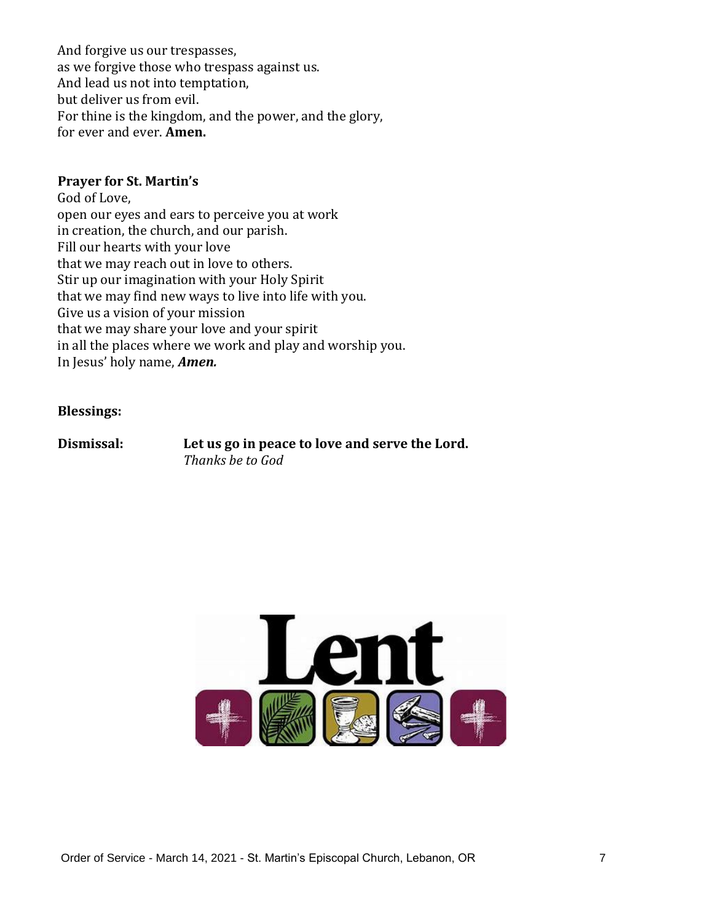And forgive us our trespasses,  
as we forgive those who trespass against us.  
And lead us not into temptation,  
but deliver us from evil.  
For thine is the kingdom, and the power, and the glory,  
for ever and ever. **Amen.**

**Prayer for St. Martin's**

God of Love,  
open our eyes and ears to perceive you at work  
in creation, the church, and our parish.  
Fill our hearts with your love  
that we may reach out in love to others.  
Stir up our imagination with your Holy Spirit  
that we may find new ways to live into life with you.  
Give us a vision of your mission  
that we may share your love and your spirit  
in all the places where we work and play and worship you.  
In Jesus' holy name, ***Amen.***

**Blessings:**

**Dismissal:** **Let us go in peace to love and serve the Lord.**  
*Thanks be to God*

Lent